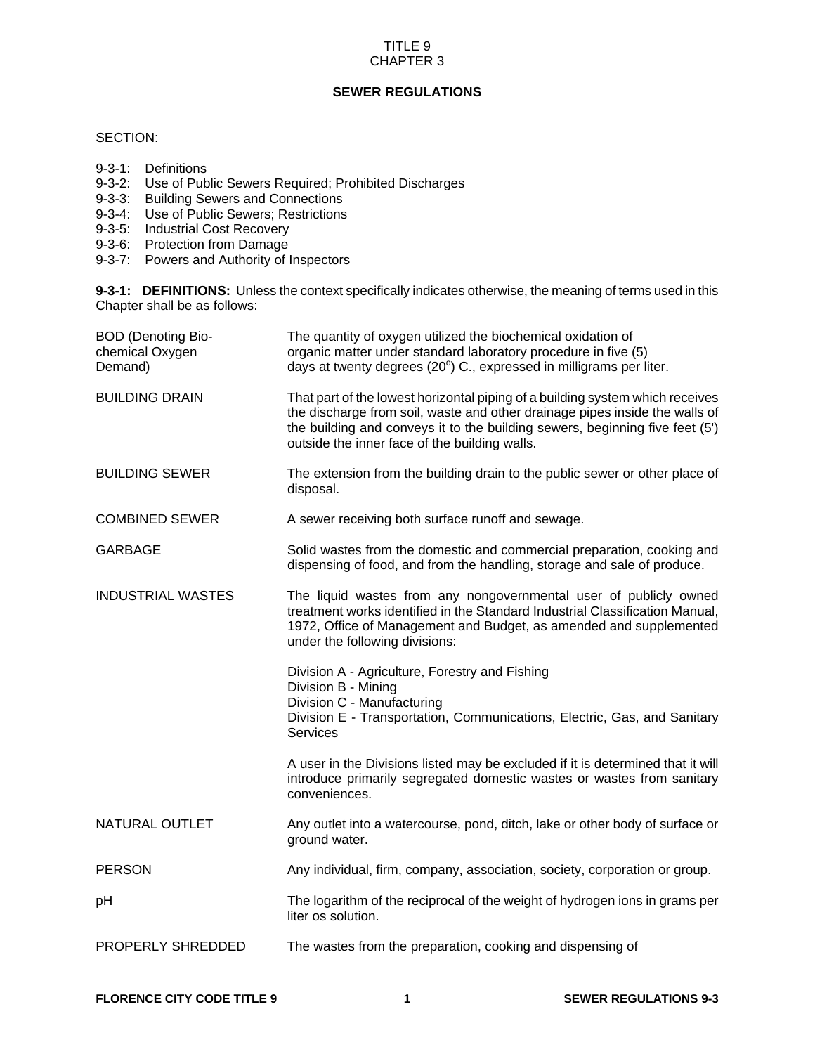# TITLE 9
# CHAPTER 3

## SEWER REGULATIONS

SECTION:

- 9-3-1: Definitions
- 9-3-2: Use of Public Sewers Required; Prohibited Discharges
- 9-3-3: Building Sewers and Connections
- 9-3-4: Use of Public Sewers; Restrictions
- 9-3-5: Industrial Cost Recovery
- 9-3-6: Protection from Damage
- 9-3-7: Powers and Authority of Inspectors

**9-3-1: DEFINITIONS:** Unless the context specifically indicates otherwise, the meaning of terms used in this Chapter shall be as follows:

BOD (Denoting Biochemical Oxygen Demand): The quantity of oxygen utilized the biochemical oxidation of organic matter under standard laboratory procedure in five (5) days at twenty degrees ($20^{o}$) C., expressed in milligrams per liter.

BUILDING DRAIN: That part of the lowest horizontal piping of a building system which receives the discharge from soil, waste and other drainage pipes inside the walls of the building and conveys it to the building sewers, beginning five feet (5') outside the inner face of the building walls.

BUILDING SEWER: The extension from the building drain to the public sewer or other place of disposal.

COMBINED SEWER: A sewer receiving both surface runoff and sewage.

GARBAGE: Solid wastes from the domestic and commercial preparation, cooking and dispensing of food, and from the handling, storage and sale of produce.

INDUSTRIAL WASTES: The liquid wastes from any nongovernmental user of publicly owned treatment works identified in the Standard Industrial Classification Manual, 1972, Office of Management and Budget, as amended and supplemented under the following divisions:

Division A - Agriculture, Forestry and Fishing
Division B - Mining
Division C - Manufacturing
Division E - Transportation, Communications, Electric, Gas, and Sanitary Services

A user in the Divisions listed may be excluded if it is determined that it will introduce primarily segregated domestic wastes or wastes from sanitary conveniences.

NATURAL OUTLET: Any outlet into a watercourse, pond, ditch, lake or other body of surface or ground water.

PERSON: Any individual, firm, company, association, society, corporation or group.

pH: The logarithm of the reciprocal of the weight of hydrogen ions in grams per liter os solution.

PROPERLY SHREDDED: The wastes from the preparation, cooking and dispensing of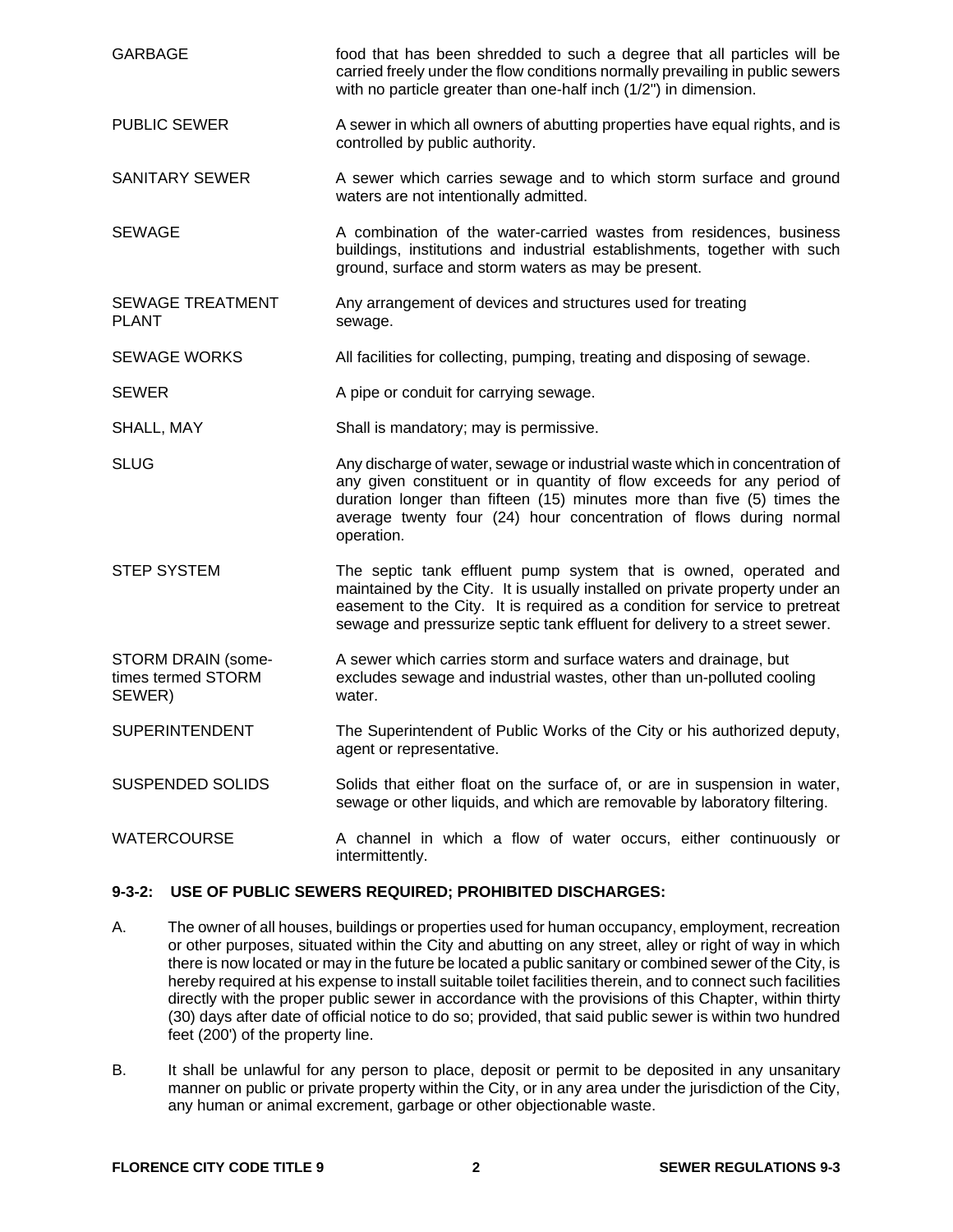| | |
|---|---|
| GARBAGE | food that has been shredded to such a degree that all particles will be carried freely under the flow conditions normally prevailing in public sewers with no particle greater than one-half inch (1/2") in dimension. |
| PUBLIC SEWER | A sewer in which all owners of abutting properties have equal rights, and is controlled by public authority. |
| SANITARY SEWER | A sewer which carries sewage and to which storm surface and ground waters are not intentionally admitted. |
| SEWAGE | A combination of the water-carried wastes from residences, business buildings, institutions and industrial establishments, together with such ground, surface and storm waters as may be present. |
| SEWAGE TREATMENT PLANT | Any arrangement of devices and structures used for treating sewage. |
| SEWAGE WORKS | All facilities for collecting, pumping, treating and disposing of sewage. |
| SEWER | A pipe or conduit for carrying sewage. |
| SHALL, MAY | Shall is mandatory; may is permissive. |
| SLUG | Any discharge of water, sewage or industrial waste which in concentration of any given constituent or in quantity of flow exceeds for any period of duration longer than fifteen (15) minutes more than five (5) times the average twenty four (24) hour concentration of flows during normal operation. |
| STEP SYSTEM | The septic tank effluent pump system that is owned, operated and maintained by the City. It is usually installed on private property under an easement to the City. It is required as a condition for service to pretreat sewage and pressurize septic tank effluent for delivery to a street sewer. |
| STORM DRAIN (sometimes termed STORM SEWER) | A sewer which carries storm and surface waters and drainage, but excludes sewage and industrial wastes, other than un-polluted cooling water. |
| SUPERINTENDENT | The Superintendent of Public Works of the City or his authorized deputy, agent or representative. |
| SUSPENDED SOLIDS | Solids that either float on the surface of, or are in suspension in water, sewage or other liquids, and which are removable by laboratory filtering. |
| WATERCOURSE | A channel in which a flow of water occurs, either continuously or intermittently. |

**9-3-2: USE OF PUBLIC SEWERS REQUIRED; PROHIBITED DISCHARGES:**

A. The owner of all houses, buildings or properties used for human occupancy, employment, recreation or other purposes, situated within the City and abutting on any street, alley or right of way in which there is now located or may in the future be located a public sanitary or combined sewer of the City, is hereby required at his expense to install suitable toilet facilities therein, and to connect such facilities directly with the proper public sewer in accordance with the provisions of this Chapter, within thirty (30) days after date of official notice to do so; provided, that said public sewer is within two hundred feet (200') of the property line.

B. It shall be unlawful for any person to place, deposit or permit to be deposited in any unsanitary manner on public or private property within the City, or in any area under the jurisdiction of the City, any human or animal excrement, garbage or other objectionable waste.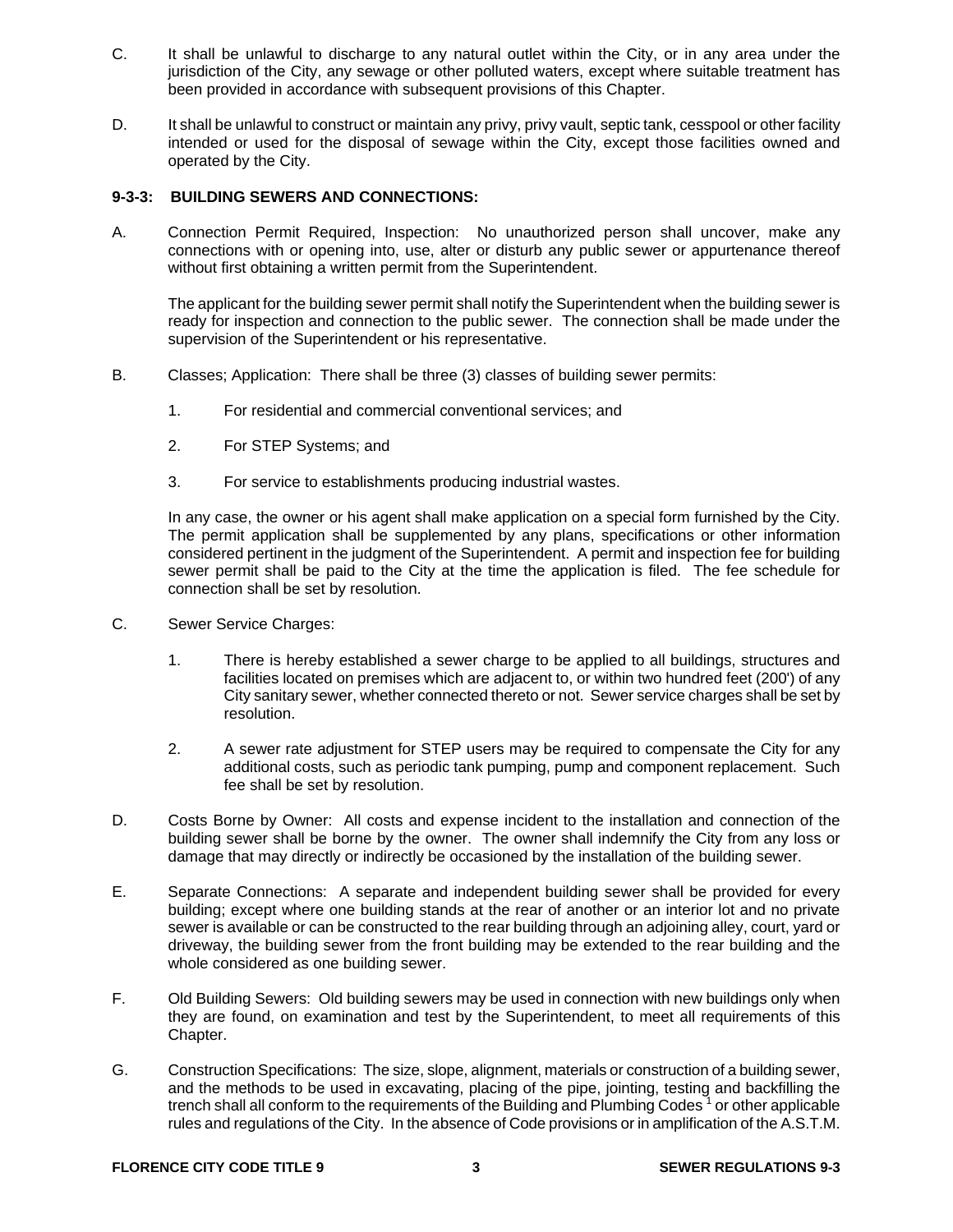C. It shall be unlawful to discharge to any natural outlet within the City, or in any area under the jurisdiction of the City, any sewage or other polluted waters, except where suitable treatment has been provided in accordance with subsequent provisions of this Chapter.

D. It shall be unlawful to construct or maintain any privy, privy vault, septic tank, cesspool or other facility intended or used for the disposal of sewage within the City, except those facilities owned and operated by the City.

### 9-3-3: BUILDING SEWERS AND CONNECTIONS:

A. Connection Permit Required, Inspection: No unauthorized person shall uncover, make any connections with or opening into, use, alter or disturb any public sewer or appurtenance thereof without first obtaining a written permit from the Superintendent.

The applicant for the building sewer permit shall notify the Superintendent when the building sewer is ready for inspection and connection to the public sewer. The connection shall be made under the supervision of the Superintendent or his representative.

B. Classes; Application: There shall be three (3) classes of building sewer permits:

1. For residential and commercial conventional services; and

2. For STEP Systems; and

3. For service to establishments producing industrial wastes.

In any case, the owner or his agent shall make application on a special form furnished by the City. The permit application shall be supplemented by any plans, specifications or other information considered pertinent in the judgment of the Superintendent. A permit and inspection fee for building sewer permit shall be paid to the City at the time the application is filed. The fee schedule for connection shall be set by resolution.

C. Sewer Service Charges:

1. There is hereby established a sewer charge to be applied to all buildings, structures and facilities located on premises which are adjacent to, or within two hundred feet (200') of any City sanitary sewer, whether connected thereto or not. Sewer service charges shall be set by resolution.

2. A sewer rate adjustment for STEP users may be required to compensate the City for any additional costs, such as periodic tank pumping, pump and component replacement. Such fee shall be set by resolution.

D. Costs Borne by Owner: All costs and expense incident to the installation and connection of the building sewer shall be borne by the owner. The owner shall indemnify the City from any loss or damage that may directly or indirectly be occasioned by the installation of the building sewer.

E. Separate Connections: A separate and independent building sewer shall be provided for every building; except where one building stands at the rear of another or an interior lot and no private sewer is available or can be constructed to the rear building through an adjoining alley, court, yard or driveway, the building sewer from the front building may be extended to the rear building and the whole considered as one building sewer.

F. Old Building Sewers: Old building sewers may be used in connection with new buildings only when they are found, on examination and test by the Superintendent, to meet all requirements of this Chapter.

G. Construction Specifications: The size, slope, alignment, materials or construction of a building sewer, and the methods to be used in excavating, placing of the pipe, jointing, testing and backfilling the trench shall all conform to the requirements of the Building and Plumbing Codes [1] or other applicable rules and regulations of the City. In the absence of Code provisions or in amplification of the A.S.T.M.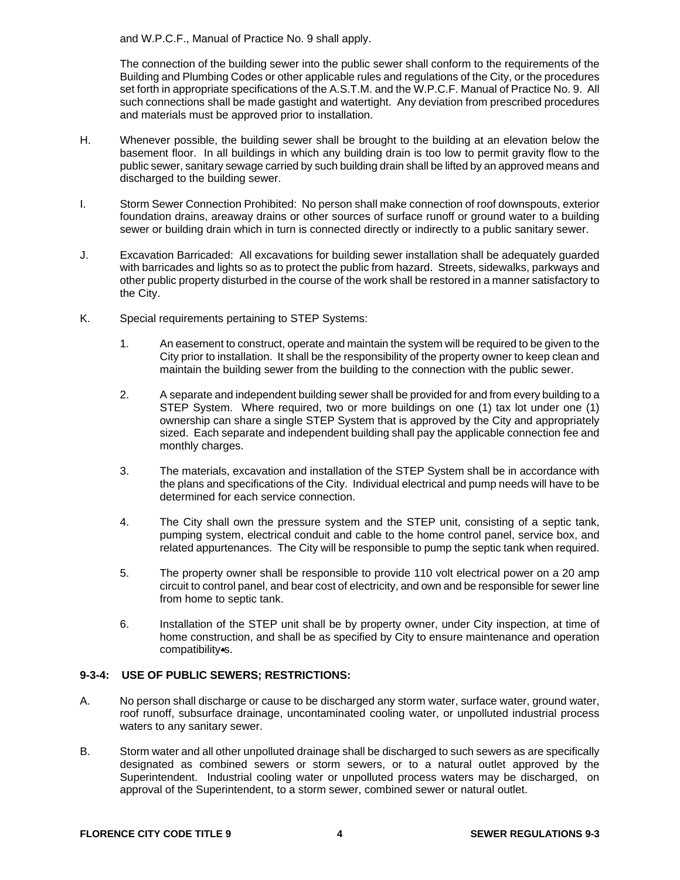and W.P.C.F., Manual of Practice No. 9 shall apply.

The connection of the building sewer into the public sewer shall conform to the requirements of the Building and Plumbing Codes or other applicable rules and regulations of the City, or the procedures set forth in appropriate specifications of the A.S.T.M. and the W.P.C.F. Manual of Practice No. 9. All such connections shall be made gastight and watertight. Any deviation from prescribed procedures and materials must be approved prior to installation.

H. Whenever possible, the building sewer shall be brought to the building at an elevation below the basement floor. In all buildings in which any building drain is too low to permit gravity flow to the public sewer, sanitary sewage carried by such building drain shall be lifted by an approved means and discharged to the building sewer.

I. Storm Sewer Connection Prohibited: No person shall make connection of roof downspouts, exterior foundation drains, areaway drains or other sources of surface runoff or ground water to a building sewer or building drain which in turn is connected directly or indirectly to a public sanitary sewer.

J. Excavation Barricaded: All excavations for building sewer installation shall be adequately guarded with barricades and lights so as to protect the public from hazard. Streets, sidewalks, parkways and other public property disturbed in the course of the work shall be restored in a manner satisfactory to the City.

K. Special requirements pertaining to STEP Systems:

1. An easement to construct, operate and maintain the system will be required to be given to the City prior to installation. It shall be the responsibility of the property owner to keep clean and maintain the building sewer from the building to the connection with the public sewer.

2. A separate and independent building sewer shall be provided for and from every building to a STEP System. Where required, two or more buildings on one (1) tax lot under one (1) ownership can share a single STEP System that is approved by the City and appropriately sized. Each separate and independent building shall pay the applicable connection fee and monthly charges.

3. The materials, excavation and installation of the STEP System shall be in accordance with the plans and specifications of the City. Individual electrical and pump needs will have to be determined for each service connection.

4. The City shall own the pressure system and the STEP unit, consisting of a septic tank, pumping system, electrical conduit and cable to the home control panel, service box, and related appurtenances. The City will be responsible to pump the septic tank when required.

5. The property owner shall be responsible to provide 110 volt electrical power on a 20 amp circuit to control panel, and bear cost of electricity, and own and be responsible for sewer line from home to septic tank.

6. Installation of the STEP unit shall be by property owner, under City inspection, at time of home construction, and shall be as specified by City to ensure maintenance and operation compatibility•s.

### 9-3-4: USE OF PUBLIC SEWERS; RESTRICTIONS:

A. No person shall discharge or cause to be discharged any storm water, surface water, ground water, roof runoff, subsurface drainage, uncontaminated cooling water, or unpolluted industrial process waters to any sanitary sewer.

B. Storm water and all other unpolluted drainage shall be discharged to such sewers as are specifically designated as combined sewers or storm sewers, or to a natural outlet approved by the Superintendent. Industrial cooling water or unpolluted process waters may be discharged, on approval of the Superintendent, to a storm sewer, combined sewer or natural outlet.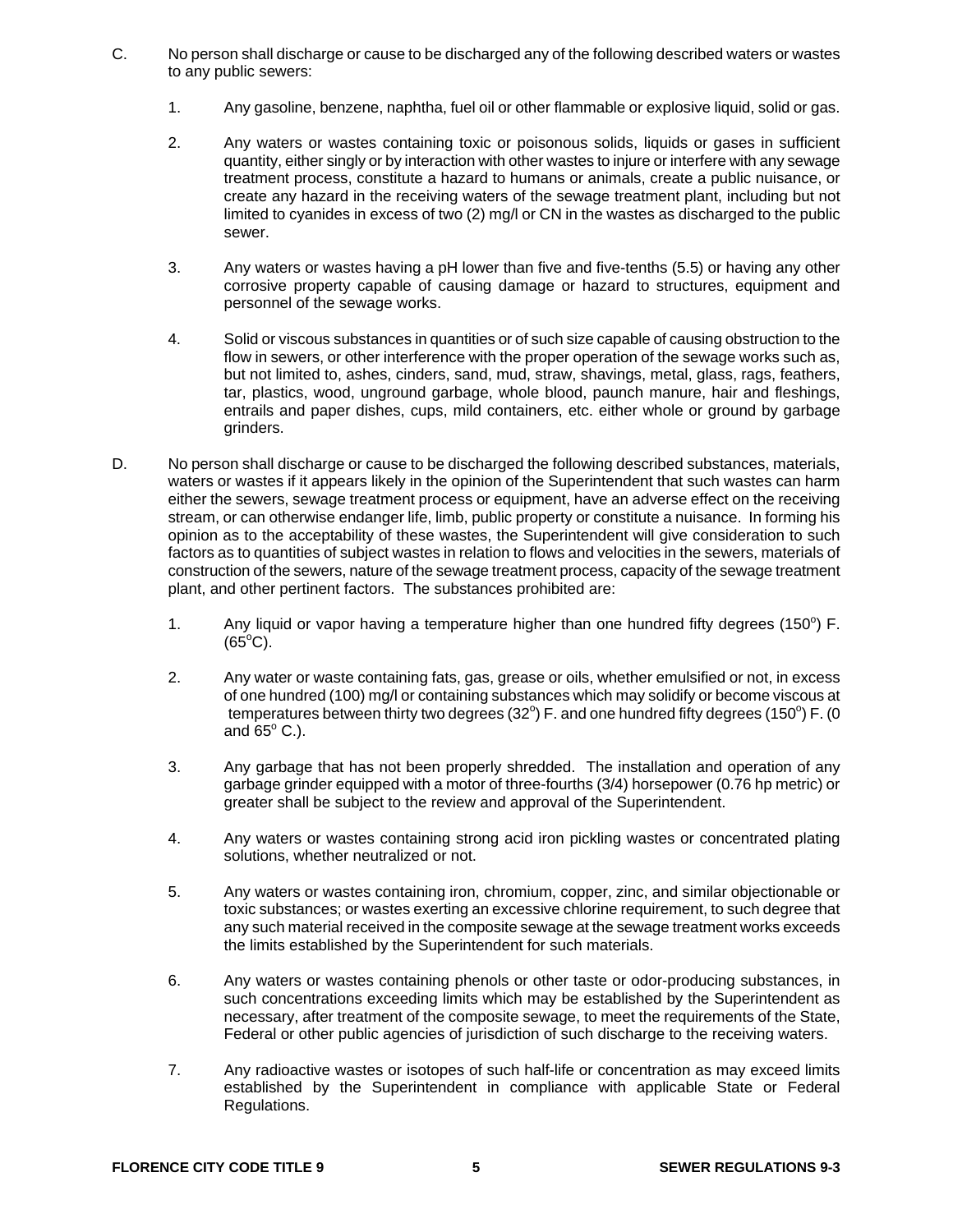C. No person shall discharge or cause to be discharged any of the following described waters or wastes to any public sewers:

1. Any gasoline, benzene, naphtha, fuel oil or other flammable or explosive liquid, solid or gas.

2. Any waters or wastes containing toxic or poisonous solids, liquids or gases in sufficient quantity, either singly or by interaction with other wastes to injure or interfere with any sewage treatment process, constitute a hazard to humans or animals, create a public nuisance, or create any hazard in the receiving waters of the sewage treatment plant, including but not limited to cyanides in excess of two (2) mg/l or CN in the wastes as discharged to the public sewer.

3. Any waters or wastes having a pH lower than five and five-tenths (5.5) or having any other corrosive property capable of causing damage or hazard to structures, equipment and personnel of the sewage works.

4. Solid or viscous substances in quantities or of such size capable of causing obstruction to the flow in sewers, or other interference with the proper operation of the sewage works such as, but not limited to, ashes, cinders, sand, mud, straw, shavings, metal, glass, rags, feathers, tar, plastics, wood, unground garbage, whole blood, paunch manure, hair and fleshings, entrails and paper dishes, cups, mild containers, etc. either whole or ground by garbage grinders.

D. No person shall discharge or cause to be discharged the following described substances, materials, waters or wastes if it appears likely in the opinion of the Superintendent that such wastes can harm either the sewers, sewage treatment process or equipment, have an adverse effect on the receiving stream, or can otherwise endanger life, limb, public property or constitute a nuisance. In forming his opinion as to the acceptability of these wastes, the Superintendent will give consideration to such factors as to quantities of subject wastes in relation to flows and velocities in the sewers, materials of construction of the sewers, nature of the sewage treatment process, capacity of the sewage treatment plant, and other pertinent factors. The substances prohibited are:

1. Any liquid or vapor having a temperature higher than one hundred fifty degrees (150°) F. (65°C).

2. Any water or waste containing fats, gas, grease or oils, whether emulsified or not, in excess of one hundred (100) mg/l or containing substances which may solidify or become viscous at temperatures between thirty two degrees (32°) F. and one hundred fifty degrees (150°) F. (0 and 65° C.).

3. Any garbage that has not been properly shredded. The installation and operation of any garbage grinder equipped with a motor of three-fourths (3/4) horsepower (0.76 hp metric) or greater shall be subject to the review and approval of the Superintendent.

4. Any waters or wastes containing strong acid iron pickling wastes or concentrated plating solutions, whether neutralized or not.

5. Any waters or wastes containing iron, chromium, copper, zinc, and similar objectionable or toxic substances; or wastes exerting an excessive chlorine requirement, to such degree that any such material received in the composite sewage at the sewage treatment works exceeds the limits established by the Superintendent for such materials.

6. Any waters or wastes containing phenols or other taste or odor-producing substances, in such concentrations exceeding limits which may be established by the Superintendent as necessary, after treatment of the composite sewage, to meet the requirements of the State, Federal or other public agencies of jurisdiction of such discharge to the receiving waters.

7. Any radioactive wastes or isotopes of such half-life or concentration as may exceed limits established by the Superintendent in compliance with applicable State or Federal Regulations.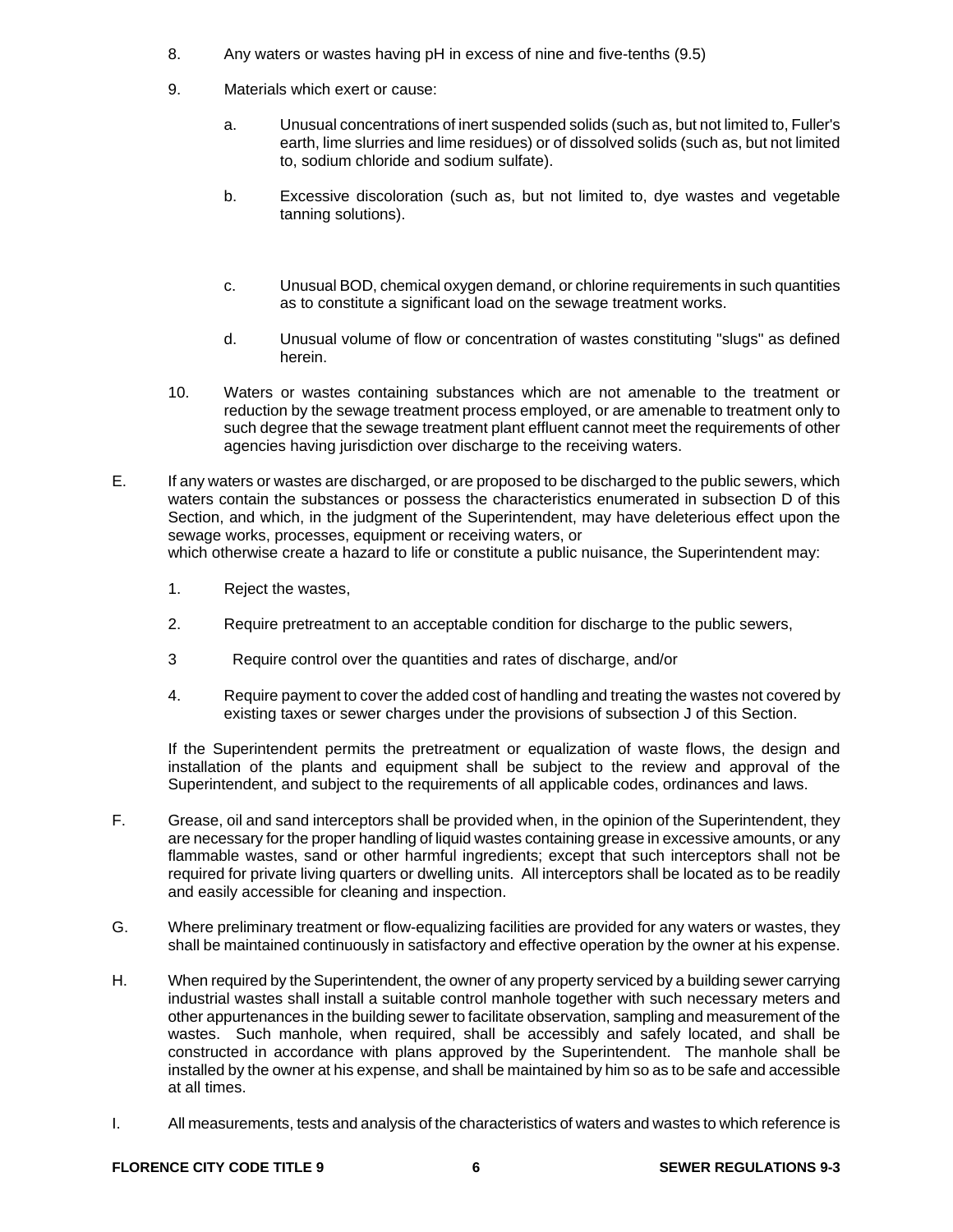8. Any waters or wastes having pH in excess of nine and five-tenths (9.5)

9. Materials which exert or cause:

   a. Unusual concentrations of inert suspended solids (such as, but not limited to, Fuller's earth, lime slurries and lime residues) or of dissolved solids (such as, but not limited to, sodium chloride and sodium sulfate).

   b. Excessive discoloration (such as, but not limited to, dye wastes and vegetable tanning solutions).

   c. Unusual BOD, chemical oxygen demand, or chlorine requirements in such quantities as to constitute a significant load on the sewage treatment works.

   d. Unusual volume of flow or concentration of wastes constituting "slugs" as defined herein.

10. Waters or wastes containing substances which are not amenable to the treatment or reduction by the sewage treatment process employed, or are amenable to treatment only to such degree that the sewage treatment plant effluent cannot meet the requirements of other agencies having jurisdiction over discharge to the receiving waters.

E. If any waters or wastes are discharged, or are proposed to be discharged to the public sewers, which waters contain the substances or possess the characteristics enumerated in subsection D of this Section, and which, in the judgment of the Superintendent, may have deleterious effect upon the sewage works, processes, equipment or receiving waters, or which otherwise create a hazard to life or constitute a public nuisance, the Superintendent may:

   1. Reject the wastes,

   2. Require pretreatment to an acceptable condition for discharge to the public sewers,

   3 Require control over the quantities and rates of discharge, and/or

   4. Require payment to cover the added cost of handling and treating the wastes not covered by existing taxes or sewer charges under the provisions of subsection J of this Section.

   If the Superintendent permits the pretreatment or equalization of waste flows, the design and installation of the plants and equipment shall be subject to the review and approval of the Superintendent, and subject to the requirements of all applicable codes, ordinances and laws.

F. Grease, oil and sand interceptors shall be provided when, in the opinion of the Superintendent, they are necessary for the proper handling of liquid wastes containing grease in excessive amounts, or any flammable wastes, sand or other harmful ingredients; except that such interceptors shall not be required for private living quarters or dwelling units. All interceptors shall be located as to be readily and easily accessible for cleaning and inspection.

G. Where preliminary treatment or flow-equalizing facilities are provided for any waters or wastes, they shall be maintained continuously in satisfactory and effective operation by the owner at his expense.

H. When required by the Superintendent, the owner of any property serviced by a building sewer carrying industrial wastes shall install a suitable control manhole together with such necessary meters and other appurtenances in the building sewer to facilitate observation, sampling and measurement of the wastes. Such manhole, when required, shall be accessibly and safely located, and shall be constructed in accordance with plans approved by the Superintendent. The manhole shall be installed by the owner at his expense, and shall be maintained by him so as to be safe and accessible at all times.

I. All measurements, tests and analysis of the characteristics of waters and wastes to which reference is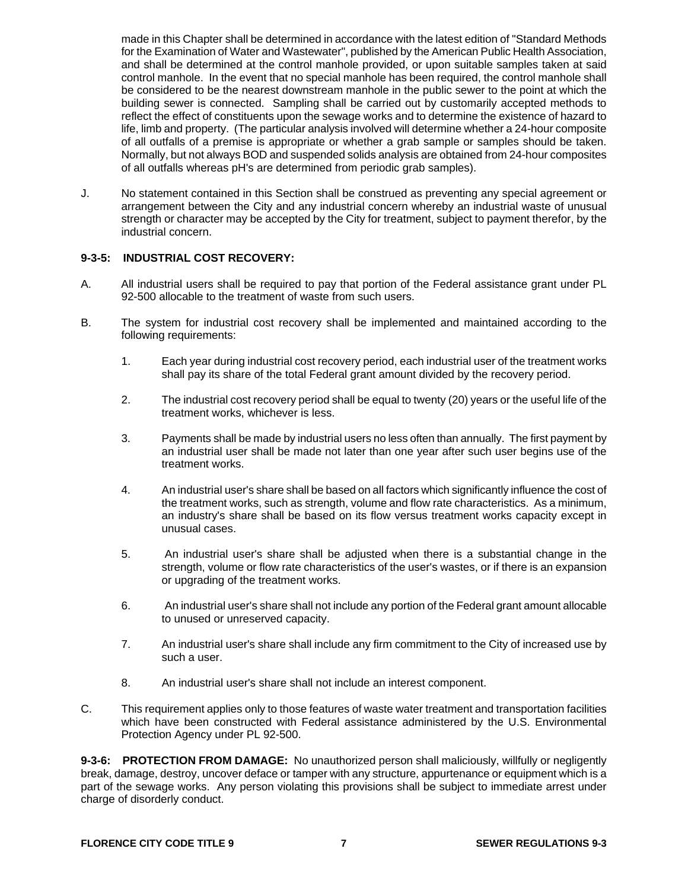made in this Chapter shall be determined in accordance with the latest edition of "Standard Methods for the Examination of Water and Wastewater", published by the American Public Health Association, and shall be determined at the control manhole provided, or upon suitable samples taken at said control manhole. In the event that no special manhole has been required, the control manhole shall be considered to be the nearest downstream manhole in the public sewer to the point at which the building sewer is connected. Sampling shall be carried out by customarily accepted methods to reflect the effect of constituents upon the sewage works and to determine the existence of hazard to life, limb and property. (The particular analysis involved will determine whether a 24-hour composite of all outfalls of a premise is appropriate or whether a grab sample or samples should be taken. Normally, but not always BOD and suspended solids analysis are obtained from 24-hour composites of all outfalls whereas pH's are determined from periodic grab samples).

J. No statement contained in this Section shall be construed as preventing any special agreement or arrangement between the City and any industrial concern whereby an industrial waste of unusual strength or character may be accepted by the City for treatment, subject to payment therefor, by the industrial concern.

**9-3-5: INDUSTRIAL COST RECOVERY:**

A. All industrial users shall be required to pay that portion of the Federal assistance grant under PL 92-500 allocable to the treatment of waste from such users.

B. The system for industrial cost recovery shall be implemented and maintained according to the following requirements:

1. Each year during industrial cost recovery period, each industrial user of the treatment works shall pay its share of the total Federal grant amount divided by the recovery period.

2. The industrial cost recovery period shall be equal to twenty (20) years or the useful life of the treatment works, whichever is less.

3. Payments shall be made by industrial users no less often than annually. The first payment by an industrial user shall be made not later than one year after such user begins use of the treatment works.

4. An industrial user's share shall be based on all factors which significantly influence the cost of the treatment works, such as strength, volume and flow rate characteristics. As a minimum, an industry's share shall be based on its flow versus treatment works capacity except in unusual cases.

5. An industrial user's share shall be adjusted when there is a substantial change in the strength, volume or flow rate characteristics of the user's wastes, or if there is an expansion or upgrading of the treatment works.

6. An industrial user's share shall not include any portion of the Federal grant amount allocable to unused or unreserved capacity.

7. An industrial user's share shall include any firm commitment to the City of increased use by such a user.

8. An industrial user's share shall not include an interest component.

C. This requirement applies only to those features of waste water treatment and transportation facilities which have been constructed with Federal assistance administered by the U.S. Environmental Protection Agency under PL 92-500.

**9-3-6: PROTECTION FROM DAMAGE:** No unauthorized person shall maliciously, willfully or negligently break, damage, destroy, uncover deface or tamper with any structure, appurtenance or equipment which is a part of the sewage works. Any person violating this provisions shall be subject to immediate arrest under charge of disorderly conduct.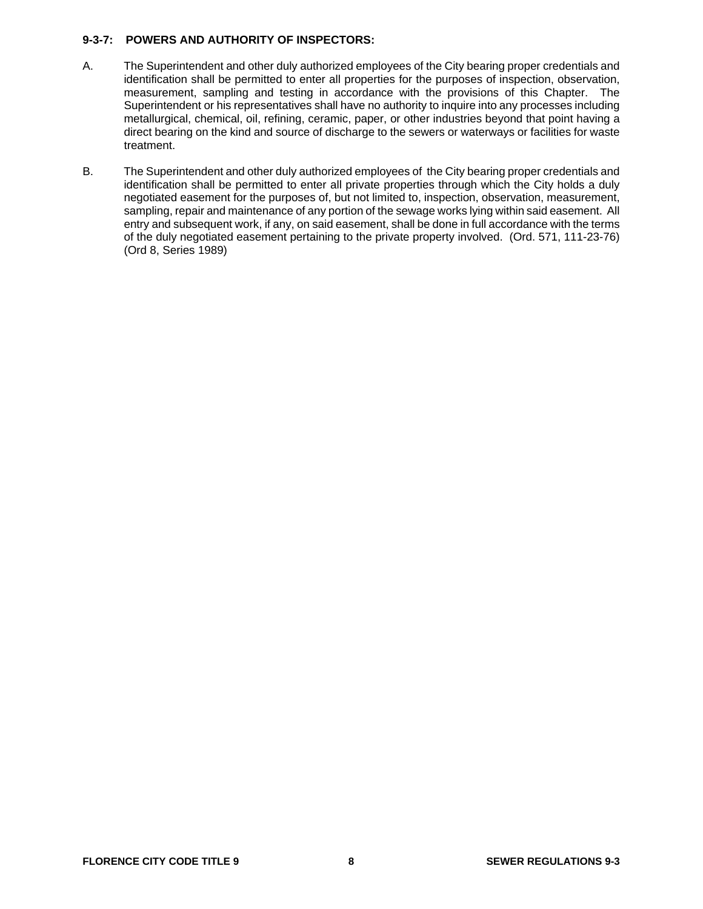### 9-3-7: POWERS AND AUTHORITY OF INSPECTORS:

A. The Superintendent and other duly authorized employees of the City bearing proper credentials and identification shall be permitted to enter all properties for the purposes of inspection, observation, measurement, sampling and testing in accordance with the provisions of this Chapter. The Superintendent or his representatives shall have no authority to inquire into any processes including metallurgical, chemical, oil, refining, ceramic, paper, or other industries beyond that point having a direct bearing on the kind and source of discharge to the sewers or waterways or facilities for waste treatment.

B. The Superintendent and other duly authorized employees of the City bearing proper credentials and identification shall be permitted to enter all private properties through which the City holds a duly negotiated easement for the purposes of, but not limited to, inspection, observation, measurement, sampling, repair and maintenance of any portion of the sewage works lying within said easement. All entry and subsequent work, if any, on said easement, shall be done in full accordance with the terms of the duly negotiated easement pertaining to the private property involved. (Ord. 571, 111-23-76) (Ord 8, Series 1989)